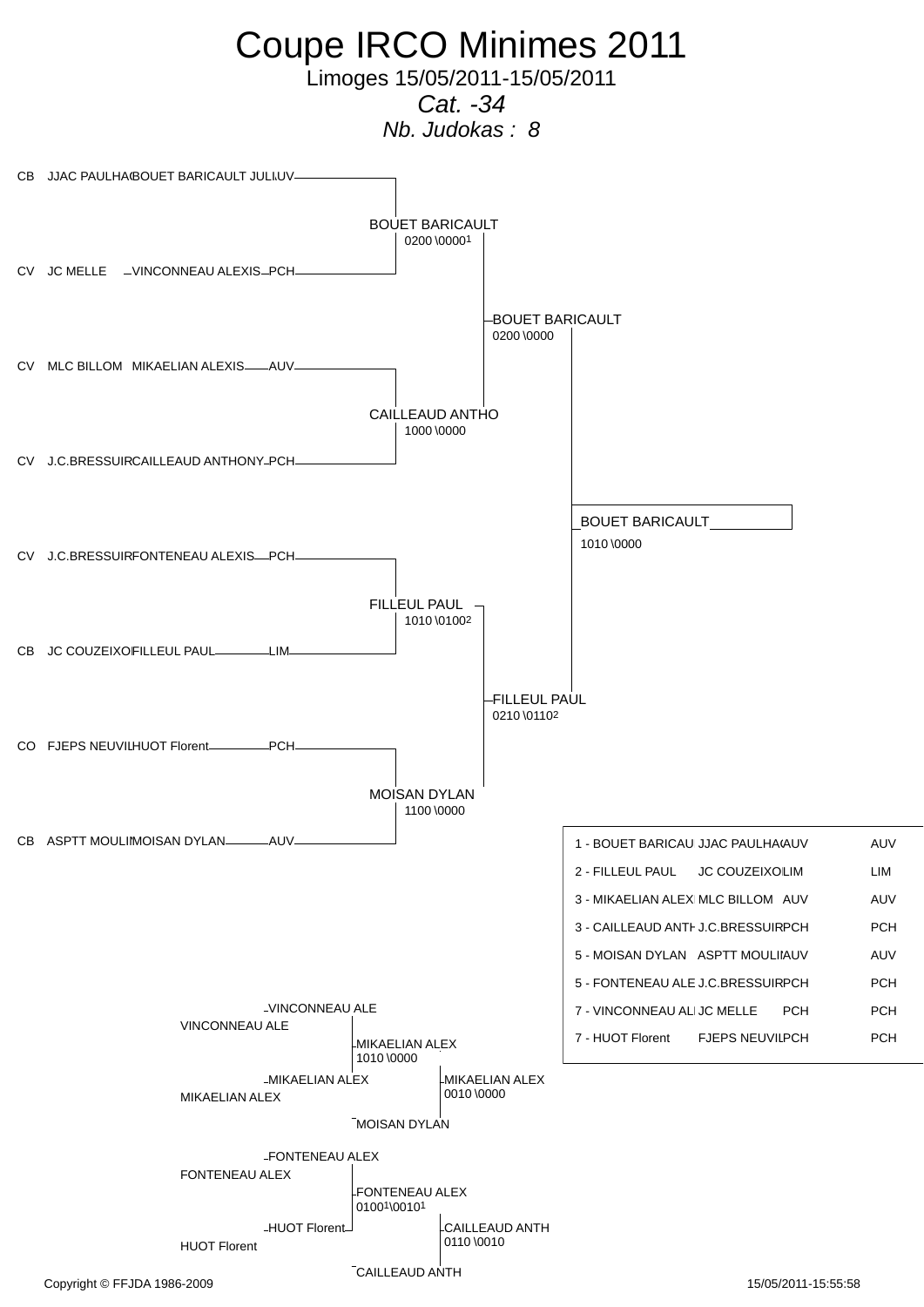# Coupe IRCO Minimes 2011

Limoges 15/05/2011-15/05/2011

*Cat. -34*

*Nb. Judokas : 8*

| | Club | Nom | Ligue |
|---|---|---|---|
| CB | JJAC PAULHAC | BOUET BARICAULT JULI | AUV |
| CV | JC MELLE | VINCONNEAU ALEXIS | PCH |
| CV | MLC BILLOM | MIKAELIAN ALEXIS | AUV |
| CV | J.C.BRESSUIR | CAILLEAUD ANTHONY | PCH |
| CV | J.C.BRESSUIR | FONTENEAU ALEXIS | PCH |
| CB | JC COUZEIXO | FILLEUL PAUL | LIM |
| CO | FJEPS NEUVIL | HUOT Florent | PCH |
| CB | ASPTT MOULI | MOISAN DYLAN | AUV |

**Tableau principal**

- BOUET BARICAULT 0200 \0000[1]
- CAILLEAUD ANTHO 1000 \0000
- FILLEUL PAUL 1010 \0100[2]
- MOISAN DYLAN 1100 \0000
- BOUET BARICAULT 0200 \0000
- FILLEUL PAUL 0210 \0110[2]
- BOUET BARICAULT 1010 \0000

**Classement**

| Place | Nom | Club | Ligue | |
|---|---|---|---|---|
| 1 | BOUET BARICAU | JJAC PAULHAC | AUV | AUV |
| 2 | FILLEUL PAUL | JC COUZEIXO | LIM | LIM |
| 3 | MIKAELIAN ALEX | MLC BILLOM | AUV | AUV |
| 3 | CAILLEAUD ANTH | J.C.BRESSUIR | PCH | PCH |
| 5 | MOISAN DYLAN | ASPTT MOULI | AUV | AUV |
| 5 | FONTENEAU ALE | J.C.BRESSUIR | PCH | PCH |
| 7 | VINCONNEAU AL | JC MELLE | PCH | PCH |
| 7 | HUOT Florent | FJEPS NEUVIL | PCH | PCH |

**Repêchages**

- VINCONNEAU ALE / MIKAELIAN ALEX → MIKAELIAN ALEX 1010 \0000
- MIKAELIAN ALEX / MOISAN DYLAN → MIKAELIAN ALEX 0010 \0000
- FONTENEAU ALEX / HUOT Florent → FONTENEAU ALEX 0100[1]\0010[1]
- FONTENEAU ALEX / CAILLEAUD ANTH → CAILLEAUD ANTH 0110 \0010

Copyright © FFJDA 1986-2009 — 15/05/2011-15:55:58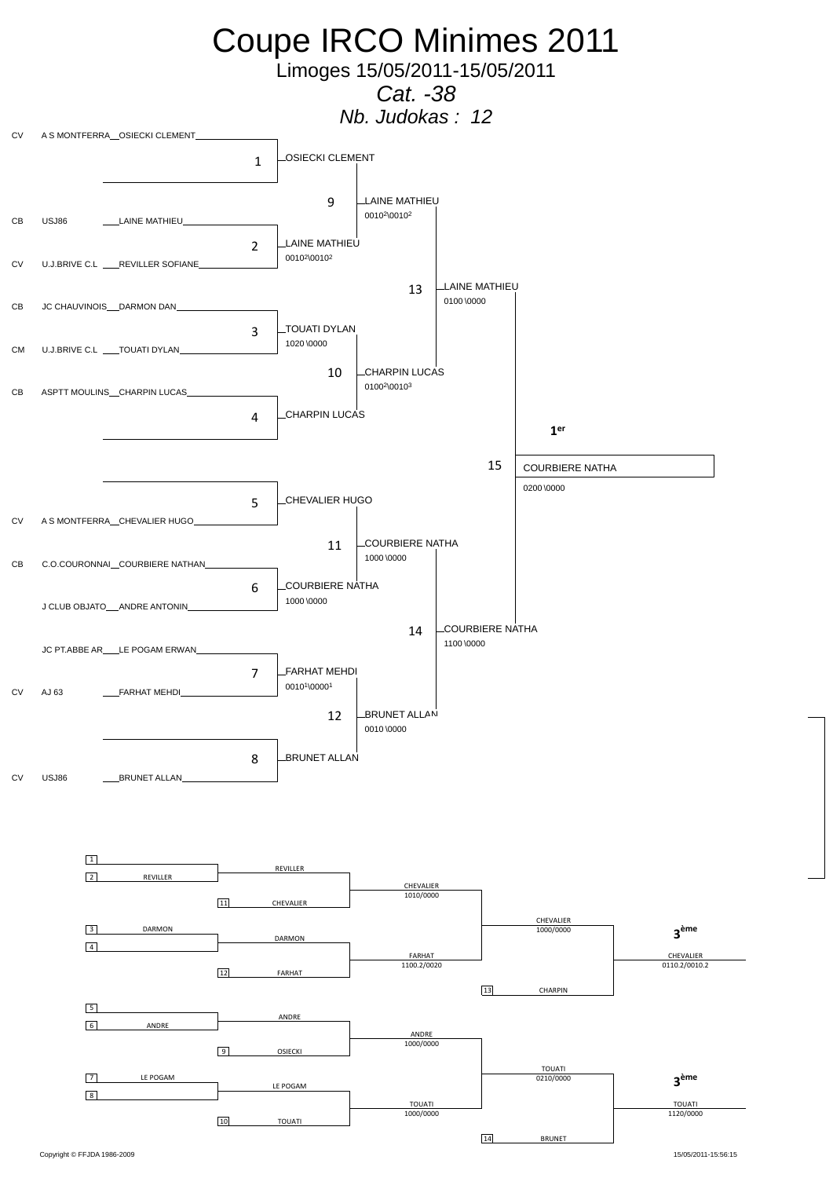# Coupe IRCO Minimes 2011

Limoges 15/05/2011-15/05/2011

*Cat. -38*

*Nb. Judokas : 12*

## Tableau principal

| Cat. | Club | Judoka |
|---|---|---|
| CV | A S MONTFERRA | OSIECKI CLEMENT |
| CB | USJ86 | LAINE MATHIEU |
| CV | U.J.BRIVE C.L | REVILLER SOFIANE |
| CB | JC CHAUVINOIS | DARMON DAN |
| CM | U.J.BRIVE C.L | TOUATI DYLAN |
| CB | ASPTT MOULINS | CHARPIN LUCAS |
| CV | A S MONTFERRA | CHEVALIER HUGO |
| CB | C.O.COURONNAI | COURBIERE NATHAN |
| | J CLUB OBJATO | ANDRE ANTONIN |
| | JC PT.ABBE AR | LE POGAM ERWAN |
| CV | AJ 63 | FARHAT MEHDI |
| CV | USJ86 | BRUNET ALLAN |

| Combat | Vainqueur | Score |
|---|---|---|
| 1 | OSIECKI CLEMENT | |
| 2 | LAINE MATHIEU | 0010²\0010² |
| 3 | TOUATI DYLAN | 1020 \0000 |
| 4 | CHARPIN LUCAS | |
| 5 | CHEVALIER HUGO | |
| 6 | COURBIERE NATHA | 1000 \0000 |
| 7 | FARHAT MEHDI | 0010¹\0000¹ |
| 8 | BRUNET ALLAN | |
| 9 | LAINE MATHIEU | 0010²\0010² |
| 10 | CHARPIN LUCAS | 0100²\0010³ |
| 11 | COURBIERE NATHA | 1000 \0000 |
| 12 | BRUNET ALLAN | 0010 \0000 |
| 13 | LAINE MATHIEU | 0100 \0000 |
| 14 | COURBIERE NATHA | 1100 \0000 |
| 15 | COURBIERE NATHA | 0200 \0000 |

**1er** : COURBIERE NATHA

## Repêchages

| Tour | Judokas | Vainqueur | Score |
|---|---|---|---|
| 1 / 2 | — / REVILLER | REVILLER | |
| vs 11 | REVILLER / CHEVALIER | CHEVALIER | 1010/0000 |
| 3 / 4 | DARMON / — | DARMON | |
| vs 12 | DARMON / FARHAT | FARHAT | 1100.2/0020 |
| | CHEVALIER / FARHAT | CHEVALIER | 1000/0000 |
| vs 13 | CHEVALIER / CHARPIN | **3ème** CHEVALIER | 0110.2/0010.2 |
| 5 / 6 | — / ANDRE | ANDRE | |
| vs 9 | ANDRE / OSIECKI | ANDRE | 1000/0000 |
| 7 / 8 | LE POGAM / — | LE POGAM | |
| vs 10 | LE POGAM / TOUATI | TOUATI | 1000/0000 |
| | ANDRE / TOUATI | TOUATI | 0210/0000 |
| vs 14 | TOUATI / BRUNET | **3ème** TOUATI | 1120/0000 |

Copyright © FFJDA 1986-2009

15/05/2011-15:56:15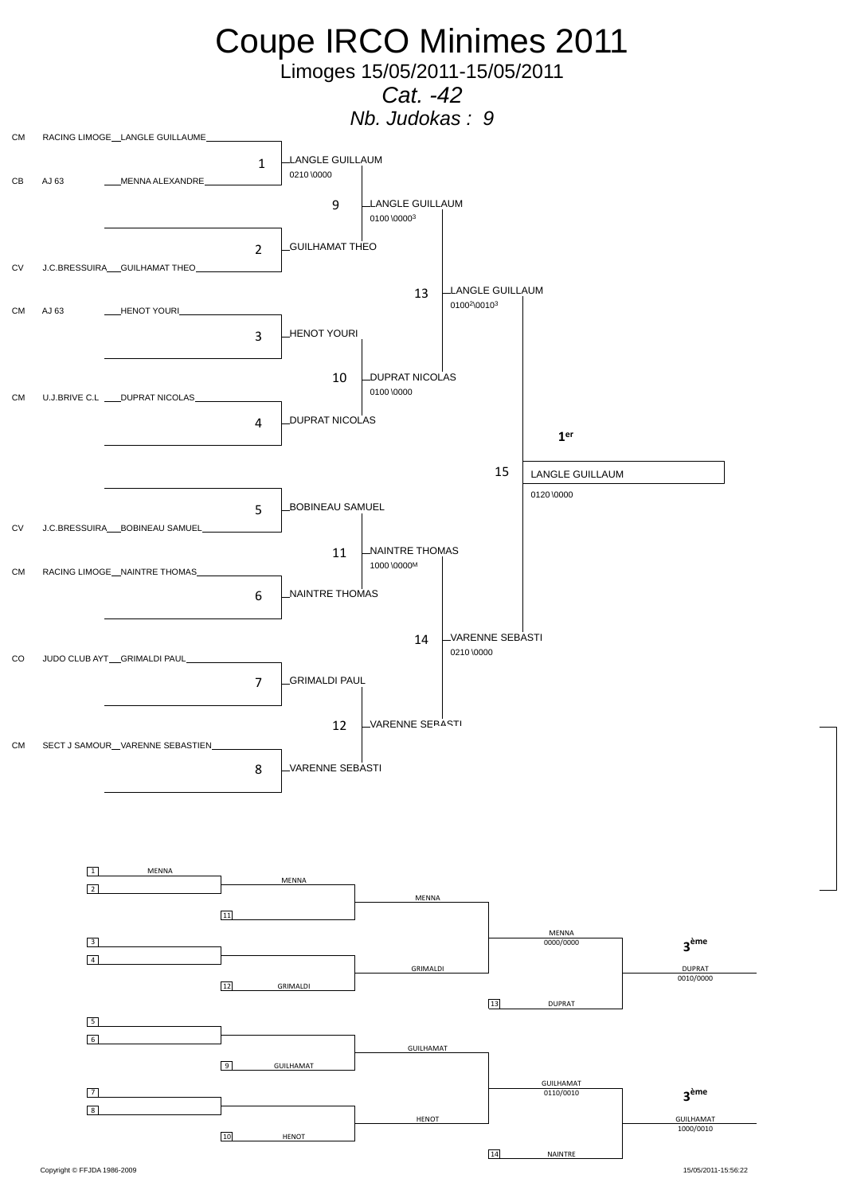# Coupe IRCO Minimes 2011

Limoges 15/05/2011-15/05/2011

*Cat. -42*

*Nb. Judokas : 9*

## Tableau principal

| Ligue | Club | Judoka |
|---|---|---|
| CM | RACING LIMOGE | LANGLE GUILLAUME |
| CB | AJ 63 | MENNA ALEXANDRE |
| | | |
| CV | J.C.BRESSUIRA | GUILHAMAT THEO |
| CM | AJ 63 | HENOT YOURI |
| | | |
| CM | U.J.BRIVE C.L | DUPRAT NICOLAS |
| | | |
| | | |
| CV | J.C.BRESSUIRA | BOBINEAU SAMUEL |
| CM | RACING LIMOGE | NAINTRE THOMAS |
| | | |
| CO | JUDO CLUB AYT | GRIMALDI PAUL |
| | | |
| CM | SECT J SAMOUR | VARENNE SEBASTIEN |
| | | |

| Combat | Vainqueur | Score |
|---|---|---|
| 1 | LANGLE GUILLAUM | 0210 \0000 |
| 2 | GUILHAMAT THEO | |
| 3 | HENOT YOURI | |
| 4 | DUPRAT NICOLAS | |
| 5 | BOBINEAU SAMUEL | |
| 6 | NAINTRE THOMAS | |
| 7 | GRIMALDI PAUL | |
| 8 | VARENNE SEBASTI | |
| 9 | LANGLE GUILLAUM | 0100 \0000[3] |
| 10 | DUPRAT NICOLAS | 0100 \0000 |
| 11 | NAINTRE THOMAS | 1000 \0000[M] |
| 12 | VARENNE SEBASTI | |
| 13 | LANGLE GUILLAUM | 0100[2]\0010[3] |
| 14 | VARENNE SEBASTI | 0210 \0000 |
| 15 | LANGLE GUILLAUM | 0120 \0000 |

**1er** : LANGLE GUILLAUM

## Repêchages

| Tour | Combattant | Score |
|---|---|---|
| 1 | MENNA | |
| 2 | | |
| 11 | | |
| — | MENNA | |
| — | MENNA | |
| 3 | | |
| 4 | | |
| 12 | GRIMALDI | |
| — | GRIMALDI | |
| — | MENNA | 0000/0000 |
| 13 | DUPRAT | |
| **3ème** | DUPRAT | 0010/0000 |
| 5 | | |
| 6 | | |
| 9 | GUILHAMAT | |
| — | GUILHAMAT | |
| 7 | | |
| 8 | | |
| 10 | HENOT | |
| — | HENOT | |
| — | GUILHAMAT | 0110/0010 |
| 14 | NAINTRE | |
| **3ème** | GUILHAMAT | 1000/0010 |

Copyright © FFJDA 1986-2009 — 15/05/2011-15:56:22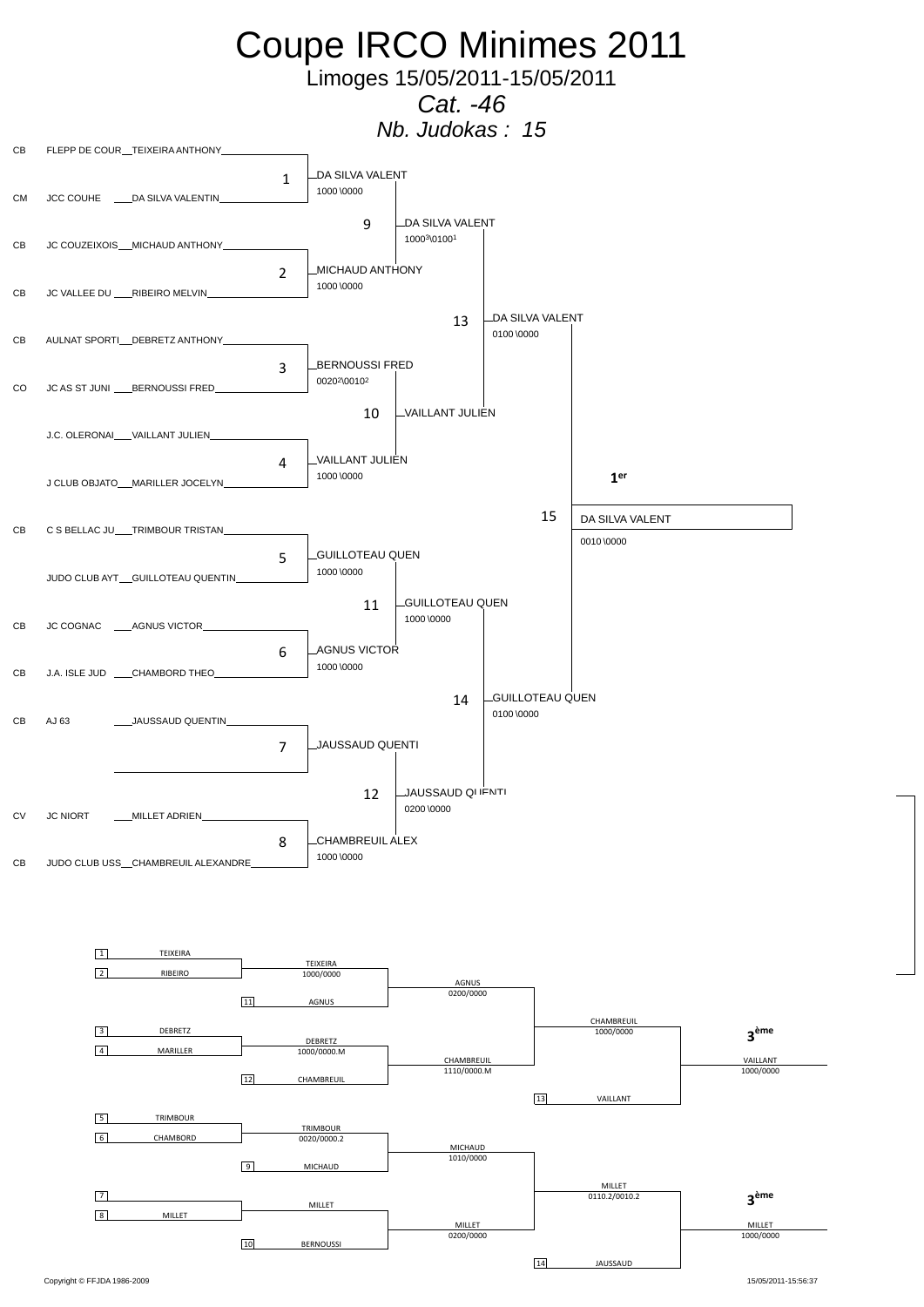# Coupe IRCO Minimes 2011

## Limoges 15/05/2011-15/05/2011

### *Cat. -46*

### *Nb. Judokas : 15*

## Tableau principal

| Club | Judoka | Combat | Vainqueur | Score |
|---|---|---|---|---|
| CB FLEPP DE COUR | TEIXEIRA ANTHONY | 1 | DA SILVA VALENT | 1000 \0000 |
| CM JCC COUHE | DA SILVA VALENTIN | | | |
| CB JC COUZEIXOIS | MICHAUD ANTHONY | 2 | MICHAUD ANTHONY | 1000 \0000 |
| CB JC VALLEE DU | RIBEIRO MELVIN | | | |
| CB AULNAT SPORTI | DEBRETZ ANTHONY | 3 | BERNOUSSI FRED | 0020²\0010² |
| CO JC AS ST JUNI | BERNOUSSI FRED | | | |
| J.C. OLERONAI | VAILLANT JULIEN | 4 | VAILLANT JULIEN | 1000 \0000 |
| J CLUB OBJATO | MARILLER JOCELYN | | | |
| CB C S BELLAC JU | TRIMBOUR TRISTAN | 5 | GUILLOTEAU QUEN | 1000 \0000 |
| JUDO CLUB AYT | GUILLOTEAU QUENTIN | | | |
| CB JC COGNAC | AGNUS VICTOR | 6 | AGNUS VICTOR | 1000 \0000 |
| CB J.A. ISLE JUD | CHAMBORD THEO | | | |
| CB AJ 63 | JAUSSAUD QUENTIN | 7 | JAUSSAUD QUENTI | |
| | | | | |
| CV JC NIORT | MILLET ADRIEN | 8 | CHAMBREUIL ALEX | 1000 \0000 |
| CB JUDO CLUB USS | CHAMBREUIL ALEXANDRE | | | |

| Combat | Vainqueur | Score |
|---|---|---|
| 9 | DA SILVA VALENT | 1000³\0100¹ |
| 10 | VAILLANT JULIEN | |
| 11 | GUILLOTEAU QUEN | 1000 \0000 |
| 12 | JAUSSAUD QUENTI | 0200 \0000 |
| 13 | DA SILVA VALENT | 0100 \0000 |
| 14 | GUILLOTEAU QUEN | 0100 \0000 |
| 15 | DA SILVA VALENT | 0010 \0000 |

**1er** : DA SILVA VALENT

## Repêchages

| | Judoka | Vainqueur | Score |
|---|---|---|---|
| 1 | TEIXEIRA | TEIXEIRA | 1000/0000 |
| 2 | RIBEIRO | | |
| 11 | AGNUS | AGNUS | 0200/0000 |
| 3 | DEBRETZ | DEBRETZ | 1000/0000.M |
| 4 | MARILLER | | |
| 12 | CHAMBREUIL | CHAMBREUIL | 1110/0000.M |
| | | CHAMBREUIL | 1000/0000 |
| 13 | VAILLANT | **3ème** VAILLANT | 1000/0000 |
| 5 | TRIMBOUR | TRIMBOUR | 0020/0000.2 |
| 6 | CHAMBORD | | |
| 9 | MICHAUD | MICHAUD | 1010/0000 |
| 7 | | MILLET | |
| 8 | MILLET | | |
| 10 | BERNOUSSI | MILLET | 0200/0000 |
| | | MILLET | 0110.2/0010.2 |
| 14 | JAUSSAUD | **3ème** MILLET | 1000/0000 |

Copyright © FFJDA 1986-2009

15/05/2011-15:56:37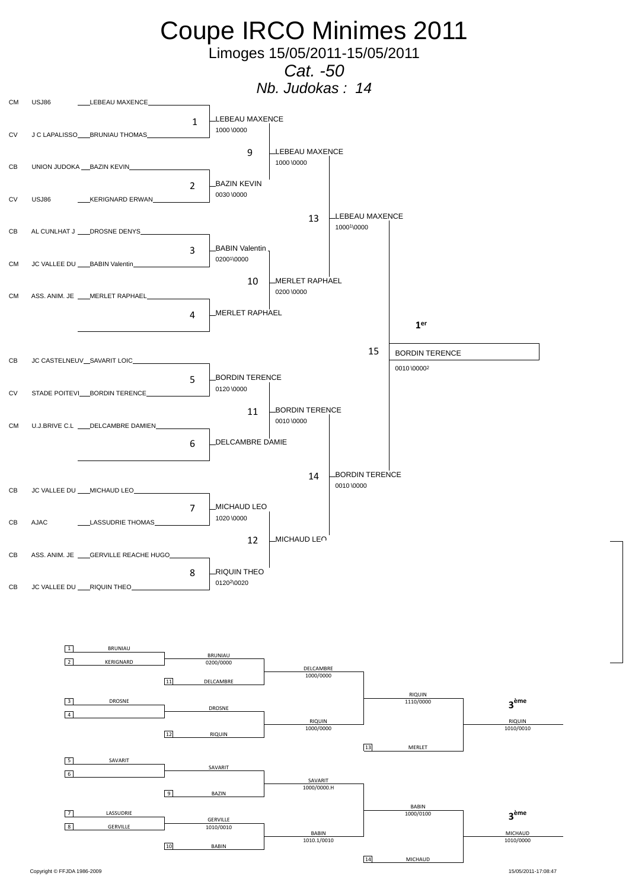# Coupe IRCO Minimes 2011

Limoges 15/05/2011-15/05/2011

*Cat. -50*

*Nb. Judokas : 14*

## Tableau principal

| | Club | Judoka |
|---|---|---|
| CM | USJ86 | LEBEAU MAXENCE |
| CV | J C LAPALISSO | BRUNIAU THOMAS |
| CB | UNION JUDOKA | BAZIN KEVIN |
| CV | USJ86 | KERIGNARD ERWAN |
| CB | AL CUNLHAT J | DROSNE DENYS |
| CM | JC VALLEE DU | BABIN Valentin |
| CM | ASS. ANIM. JE | MERLET RAPHAEL |
| | | |
| CB | JC CASTELNEUV | SAVARIT LOIC |
| CV | STADE POITEVI | BORDIN TERENCE |
| CM | U.J.BRIVE C.L | DELCAMBRE DAMIEN |
| | | |
| CB | JC VALLEE DU | MICHAUD LEO |
| CB | AJAC | LASSUDRIE THOMAS |
| CB | ASS. ANIM. JE | GERVILLE REACHE HUGO |
| CB | JC VALLEE DU | RIQUIN THEO |

| Combat | Vainqueur | Score |
|---|---|---|
| 1 | LEBEAU MAXENCE | 1000 \0000 |
| 2 | BAZIN KEVIN | 0030 \0000 |
| 3 | BABIN Valentin | 0200[1]\0000 |
| 4 | MERLET RAPHAEL | |
| 5 | BORDIN TERENCE | 0120 \0000 |
| 6 | DELCAMBRE DAMIE | |
| 7 | MICHAUD LEO | 1020 \0000 |
| 8 | RIQUIN THEO | 0120[2]\0020 |
| 9 | LEBEAU MAXENCE | 1000 \0000 |
| 10 | MERLET RAPHAEL | 0200 \0000 |
| 11 | BORDIN TERENCE | 0010 \0000 |
| 12 | MICHAUD LEO | |
| 13 | LEBEAU MAXENCE | 1000[1]\0000 |
| 14 | BORDIN TERENCE | 0010 \0000 |
| 15 | BORDIN TERENCE | 0010 \0000[2] |

**1er** : BORDIN TERENCE

## Repêchages

| Tour 1 | Tour 2 | Tour 3 | Tour 4 | 3ème |
|---|---|---|---|---|
| 1 BRUNIAU / 2 KERIGNARD | BRUNIAU 0200/0000 | | | |
| 11 DELCAMBRE | | DELCAMBRE 1000/0000 | | |
| 3 DROSNE / 4 | DROSNE | | | |
| 12 RIQUIN | | RIQUIN 1000/0000 | RIQUIN 1110/0000 | |
| 13 MERLET | | | | RIQUIN 1010/0010 |
| 5 SAVARIT / 6 | SAVARIT | | | |
| 9 BAZIN | | SAVARIT 1000/0000.H | | |
| 7 LASSUDRIE / 8 GERVILLE | GERVILLE 1010/0010 | | | |
| 10 BABIN | | BABIN 1010.1/0010 | BABIN 1000/0100 | |
| 14 MICHAUD | | | | MICHAUD 1010/0000 |

**3ème** : RIQUIN

**3ème** : MICHAUD

Copyright © FFJDA 1986-2009 — 15/05/2011-17:08:47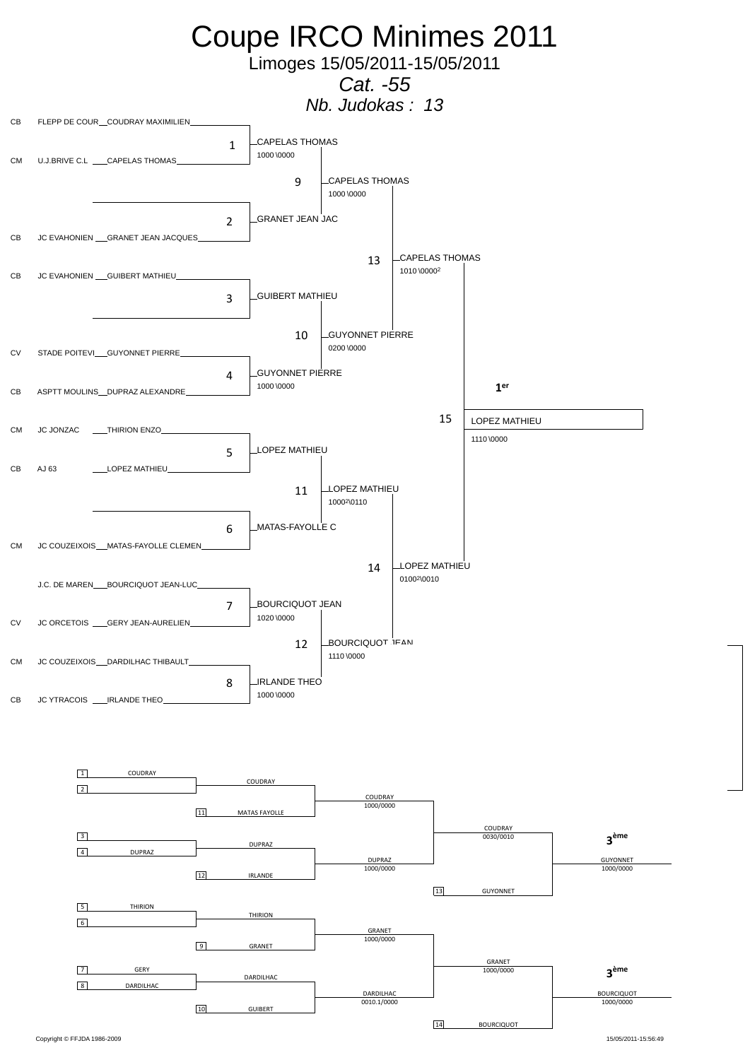# Coupe IRCO Minimes 2011

Limoges 15/05/2011-15/05/2011

*Cat. -55*

*Nb. Judokas : 13*

## Tableau principal

| Ligue | Club | Judoka |
| --- | --- | --- |
| CB | FLEPP DE COUR | COUDRAY MAXIMILIEN |
| CM | U.J.BRIVE C.L | CAPELAS THOMAS |
| | | |
| CB | JC EVAHONIEN | GRANET JEAN JACQUES |
| CB | JC EVAHONIEN | GUIBERT MATHIEU |
| | | |
| CV | STADE POITEVI | GUYONNET PIERRE |
| CB | ASPTT MOULINS | DUPRAZ ALEXANDRE |
| CM | JC JONZAC | THIRION ENZO |
| CB | AJ 63 | LOPEZ MATHIEU |
| | | |
| CM | JC COUZEIXOIS | MATAS-FAYOLLE CLEMEN |
| | J.C. DE MAREN | BOURCIQUOT JEAN-LUC |
| CV | JC ORCETOIS | GERY JEAN-AURELIEN |
| CM | JC COUZEIXOIS | DARDILHAC THIBAULT |
| CB | JC YTRACOIS | IRLANDE THEO |

| Combat | Vainqueur | Score |
| --- | --- | --- |
| 1 | CAPELAS THOMAS | 1000 \0000 |
| 2 | GRANET JEAN JAC | |
| 3 | GUIBERT MATHIEU | |
| 4 | GUYONNET PIERRE | 1000 \0000 |
| 5 | LOPEZ MATHIEU | |
| 6 | MATAS-FAYOLLE C | |
| 7 | BOURCIQUOT JEAN | 1020 \0000 |
| 8 | IRLANDE THEO | 1000 \0000 |
| 9 | CAPELAS THOMAS | 1000 \0000 |
| 10 | GUYONNET PIERRE | 0200 \0000 |
| 11 | LOPEZ MATHIEU | 1000²\0110 |
| 12 | BOURCIQUOT JEAN | 1110 \0000 |
| 13 | CAPELAS THOMAS | 1010 \0000² |
| 14 | LOPEZ MATHIEU | 0100²\0010 |
| 15 | LOPEZ MATHIEU | 1110 \0000 |

**1er** : LOPEZ MATHIEU

## Repêchages

| Combat | Vainqueur | Score |
| --- | --- | --- |
| 1 - 2 | COUDRAY | |
| COUDRAY - 11 MATAS FAYOLLE | COUDRAY | 1000/0000 |
| 3 - 4 DUPRAZ | DUPRAZ | |
| DUPRAZ - 12 IRLANDE | DUPRAZ | 1000/0000 |
| COUDRAY - DUPRAZ | COUDRAY | 0030/0010 |
| COUDRAY - 13 GUYONNET | GUYONNET (**3ème**) | 1000/0000 |
| 5 THIRION - 6 | THIRION | |
| THIRION - 9 GRANET | GRANET | 1000/0000 |
| 7 GERY - 8 DARDILHAC | DARDILHAC | |
| DARDILHAC - 10 GUIBERT | DARDILHAC | 0010.1/0000 |
| GRANET - DARDILHAC | GRANET | 1000/0000 |
| GRANET - 14 BOURCIQUOT | BOURCIQUOT (**3ème**) | 1000/0000 |

Copyright © FFJDA 1986-2009

15/05/2011-15:56:49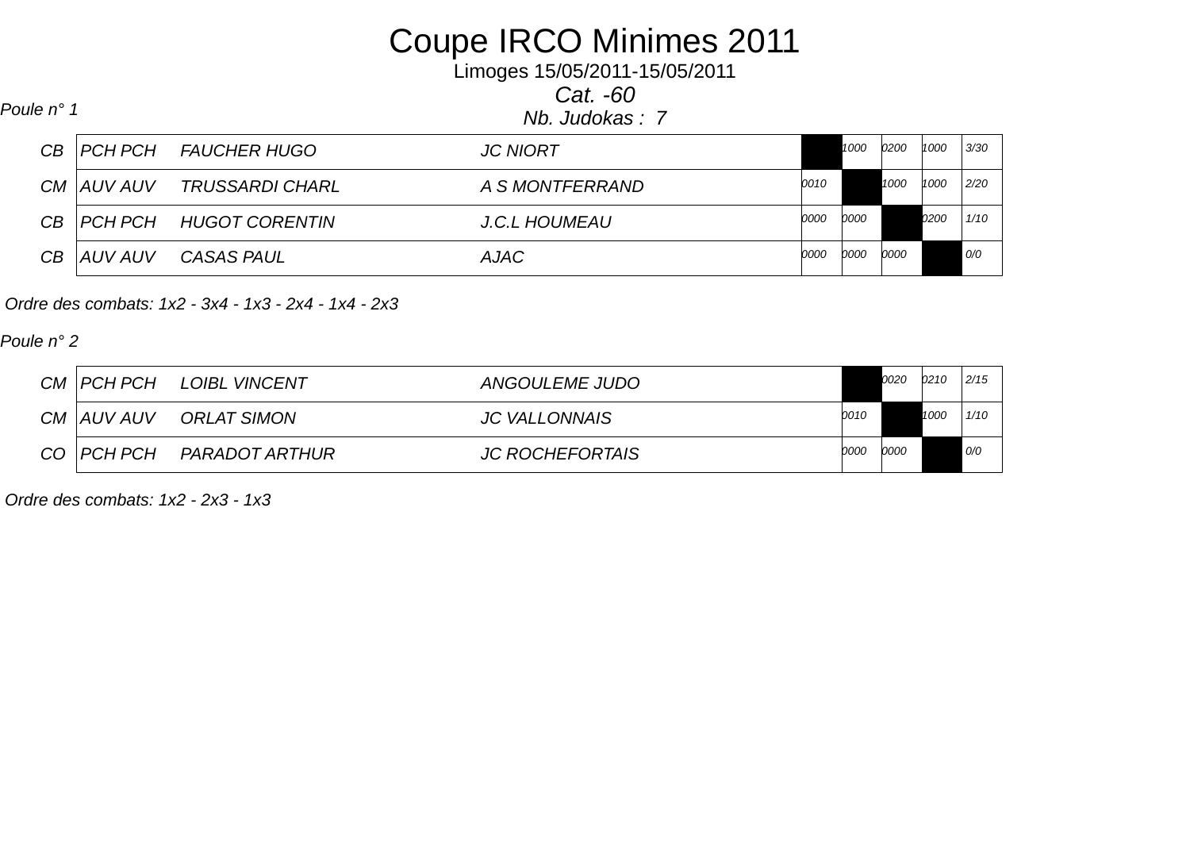# Coupe IRCO Minimes 2011

Limoges 15/05/2011-15/05/2011

*Cat. -60*

*Nb. Judokas : 7*

*Poule n° 1*

| | | | | | | | | |
|---|---|---|---|---|---|---|---|---|
| CB | PCH PCH | FAUCHER HUGO | JC NIORT | | 1000 | 0200 | 1000 | 3/30 |
| CM | AUV AUV | TRUSSARDI CHARL | A S MONTFERRAND | 0010 | | 1000 | 1000 | 2/20 |
| CB | PCH PCH | HUGOT CORENTIN | J.C.L HOUMEAU | 0000 | 0000 | | 0200 | 1/10 |
| CB | AUV AUV | CASAS PAUL | AJAC | 0000 | 0000 | 0000 | | 0/0 |

*Ordre des combats: 1x2 - 3x4 - 1x3 - 2x4 - 1x4 - 2x3*

*Poule n° 2*

| | | | | | | | |
|---|---|---|---|---|---|---|---|
| CM | PCH PCH | LOIBL VINCENT | ANGOULEME JUDO | | 0020 | 0210 | 2/15 |
| CM | AUV AUV | ORLAT SIMON | JC VALLONNAIS | 0010 | | 1000 | 1/10 |
| CO | PCH PCH | PARADOT ARTHUR | JC ROCHEFORTAIS | 0000 | 0000 | | 0/0 |

*Ordre des combats: 1x2 - 2x3 - 1x3*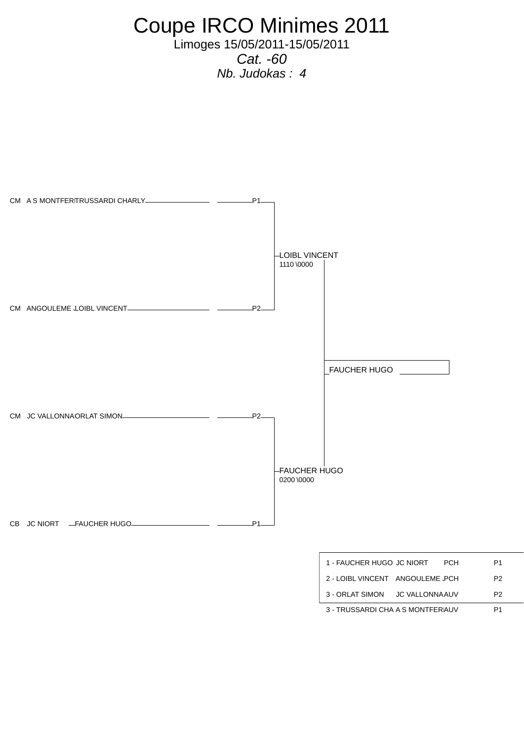# Coupe IRCO Minimes 2011

Limoges 15/05/2011-15/05/2011

*Cat. -60*

*Nb. Judokas : 4*

CM A S MONTFERI TRUSSARDI CHARLY P1

LOIBL VINCENT
1110 \0000

CM ANGOULEME LOIBL VINCENT P2

FAUCHER HUGO

CM JC VALLONNA ORLAT SIMON P2

FAUCHER HUGO
0200 \0000

CB JC NIORT FAUCHER HUGO P1

| | | | |
|---|---|---|---|
| 1 - FAUCHER HUGO | JC NIORT | PCH | P1 |
| 2 - LOIBL VINCENT | ANGOULEME | PCH | P2 |
| 3 - ORLAT SIMON | JC VALLONNA | AUV | P2 |
| 3 - TRUSSARDI CHA | A S MONTFERI | AUV | P1 |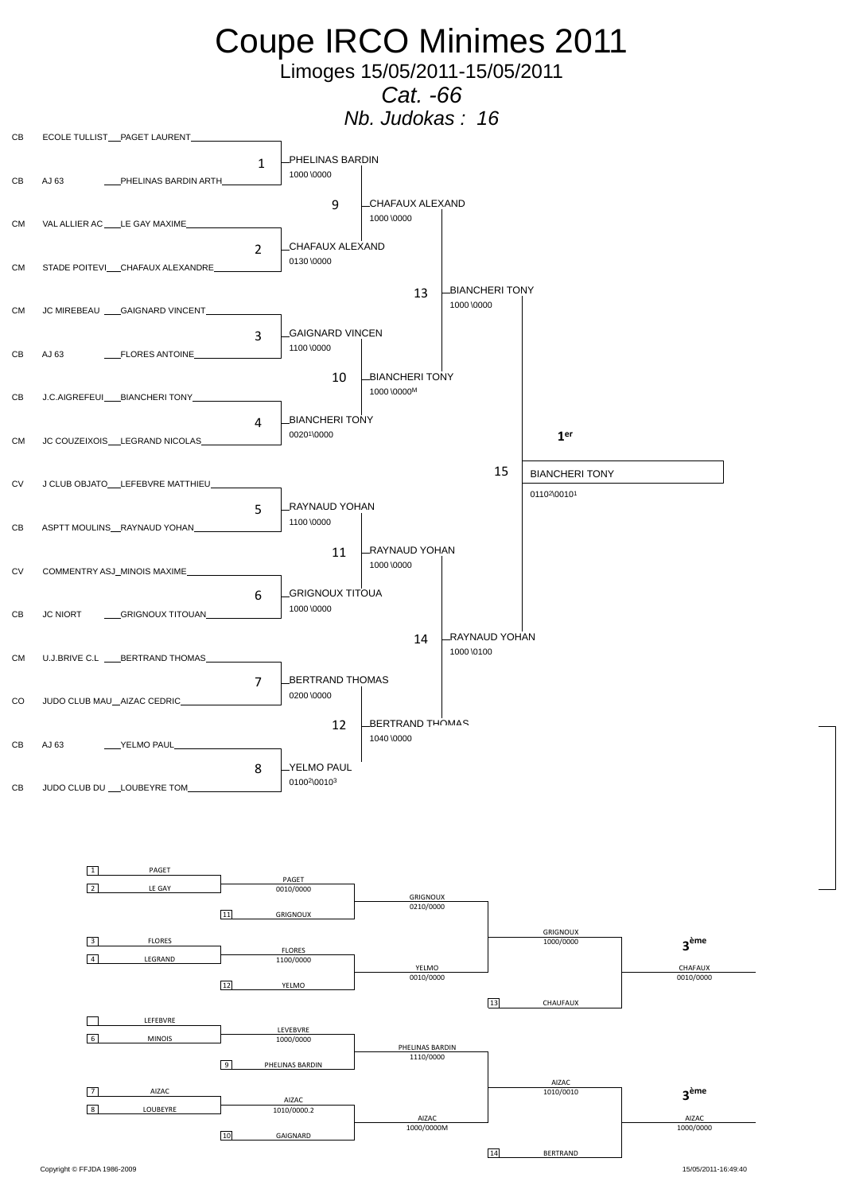# Coupe IRCO Minimes 2011

Limoges 15/05/2011-15/05/2011

*Cat. -66*

*Nb. Judokas : 16*

## Tableau principal

| Ligue | Club | Judoka |
|---|---|---|
| CB | ECOLE TULLIST | PAGET LAURENT |
| CB | AJ 63 | PHELINAS BARDIN ARTH |
| CM | VAL ALLIER AC | LE GAY MAXIME |
| CM | STADE POITEVI | CHAFAUX ALEXANDRE |
| CM | JC MIREBEAU | GAIGNARD VINCENT |
| CB | AJ 63 | FLORES ANTOINE |
| CB | J.C.AIGREFEUI | BIANCHERI TONY |
| CM | JC COUZEIXOIS | LEGRAND NICOLAS |
| CV | J CLUB OBJATO | LEFEBVRE MATTHIEU |
| CB | ASPTT MOULINS | RAYNAUD YOHAN |
| CV | COMMENTRY ASJ | MINOIS MAXIME |
| CB | JC NIORT | GRIGNOUX TITOUAN |
| CM | U.J.BRIVE C.L | BERTRAND THOMAS |
| CO | JUDO CLUB MAU | AIZAC CEDRIC |
| CB | AJ 63 | YELMO PAUL |
| CB | JUDO CLUB DU | LOUBEYRE TOM |

| Combat | Vainqueur | Score |
|---|---|---|
| 1 | PHELINAS BARDIN | 1000 \0000 |
| 2 | CHAFAUX ALEXAND | 0130 \0000 |
| 3 | GAIGNARD VINCEN | 1100 \0000 |
| 4 | BIANCHERI TONY | 0020¹\0000 |
| 5 | RAYNAUD YOHAN | 1100 \0000 |
| 6 | GRIGNOUX TITOUA | 1000 \0000 |
| 7 | BERTRAND THOMAS | 0200 \0000 |
| 8 | YELMO PAUL | 0100²\0010³ |
| 9 | CHAFAUX ALEXAND | 1000 \0000 |
| 10 | BIANCHERI TONY | 1000 \0000M |
| 11 | RAYNAUD YOHAN | 1000 \0000 |
| 12 | BERTRAND THOMAS | 1040 \0000 |
| 13 | BIANCHERI TONY | 1000 \0000 |
| 14 | RAYNAUD YOHAN | 1000 \0100 |
| 15 | BIANCHERI TONY | 0110²\0010¹ |

**1er** : BIANCHERI TONY

## Repêchages

| Combat | Opposants | Vainqueur | Score |
|---|---|---|---|
| 1 | PAGET / LE GAY | PAGET | 0010/0000 |
| | PAGET / GRIGNOUX (11) | GRIGNOUX | 0210/0000 |
| 3 | FLORES / LEGRAND | FLORES | 1100/0000 |
| | FLORES / YELMO (12) | YELMO | 0010/0000 |
| | GRIGNOUX / YELMO | GRIGNOUX | 1000/0000 |
| | GRIGNOUX / CHAUFAUX (13) | **3ème** CHAFAUX | 0010/0000 |
| | LEFEBVRE / MINOIS (6) | LEVEBVRE | 1000/0000 |
| | LEVEBVRE / PHELINAS BARDIN (9) | PHELINAS BARDIN | 1110/0000 |
| 7 | AIZAC / LOUBEYRE (8) | AIZAC | 1010/0000.2 |
| | AIZAC / GAIGNARD (10) | AIZAC | 1000/0000M |
| | PHELINAS BARDIN / AIZAC | AIZAC | 1010/0010 |
| | AIZAC / BERTRAND (14) | **3ème** AIZAC | 1000/0000 |

Copyright © FFJDA 1986-2009

15/05/2011-16:49:40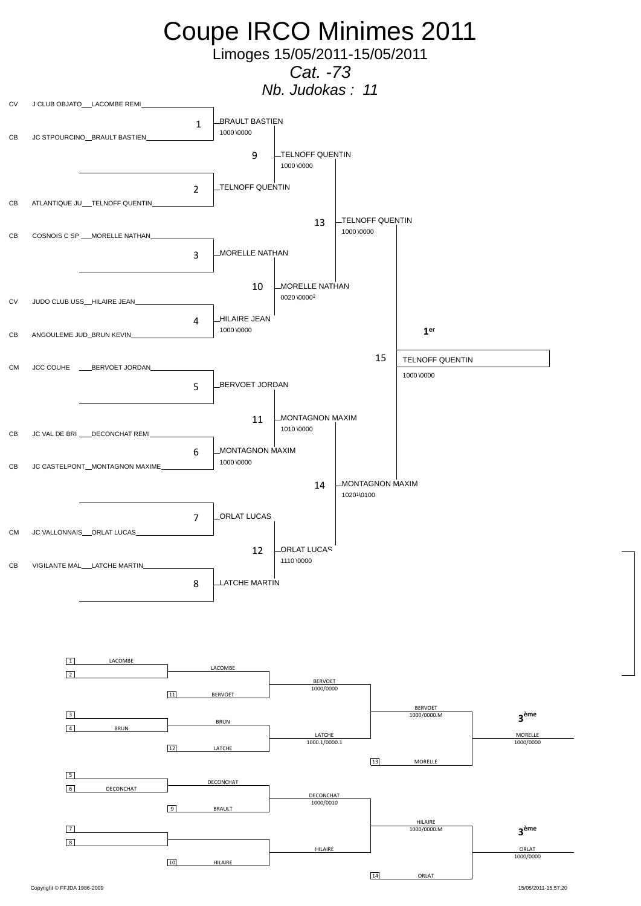# Coupe IRCO Minimes 2011

Limoges 15/05/2011-15/05/2011

*Cat. -73*

*Nb. Judokas : 11*

## Tableau principal

| Ligue | Club | Judoka |
|---|---|---|
| CV | J CLUB OBJATO | LACOMBE REMI |
| CB | JC STPOURCINO | BRAULT BASTIEN |
| | | |
| CB | ATLANTIQUE JU | TELNOFF QUENTIN |
| CB | COSNOIS C SP | MORELLE NATHAN |
| | | |
| CV | JUDO CLUB USS | HILAIRE JEAN |
| CB | ANGOULEME JUD | BRUN KEVIN |
| CM | JCC COUHE | BERVOET JORDAN |
| | | |
| CB | JC VAL DE BRI | DECONCHAT REMI |
| CB | JC CASTELPONT | MONTAGNON MAXIME |
| | | |
| CM | JC VALLONNAIS | ORLAT LUCAS |
| CB | VIGILANTE MAL | LATCHE MARTIN |
| | | |

| Combat | Vainqueur | Score |
|---|---|---|
| 1 | BRAULT BASTIEN | 1000 \0000 |
| 2 | TELNOFF QUENTIN | |
| 3 | MORELLE NATHAN | |
| 4 | HILAIRE JEAN | 1000 \0000 |
| 5 | BERVOET JORDAN | |
| 6 | MONTAGNON MAXIM | 1000 \0000 |
| 7 | ORLAT LUCAS | |
| 8 | LATCHE MARTIN | |
| 9 | TELNOFF QUENTIN | 1000 \0000 |
| 10 | MORELLE NATHAN | 0020 \0000[2] |
| 11 | MONTAGNON MAXIM | 1010 \0000 |
| 12 | ORLAT LUCAS | 1110 \0000 |
| 13 | TELNOFF QUENTIN | 1000 \0000 |
| 14 | MONTAGNON MAXIM | 1020[1]\0100 |
| 15 | TELNOFF QUENTIN | 1000 \0000 |

**1er** : TELNOFF QUENTIN

## Repêchages

| Tour 1 | Tour 2 | Tour 3 | Tour 4 | Finale |
|---|---|---|---|---|
| 1 LACOMBE / 2 | LACOMBE vs 11 BERVOET | BERVOET 1000/0000 | BERVOET 1000/0000.M vs 13 MORELLE | **3ème** MORELLE 1000/0000 |
| 3 / 4 BRUN | BRUN vs 12 LATCHE | LATCHE 1000.1/0000.1 | | |
| 5 / 6 DECONCHAT | DECONCHAT vs 9 BRAULT | DECONCHAT 1000/0010 | HILAIRE 1000/0000.M vs 14 ORLAT | **3ème** ORLAT 1000/0000 |
| 7 / 8 | vs 10 HILAIRE | HILAIRE | | |

Copyright © FFJDA 1986-2009

15/05/2011-15:57:20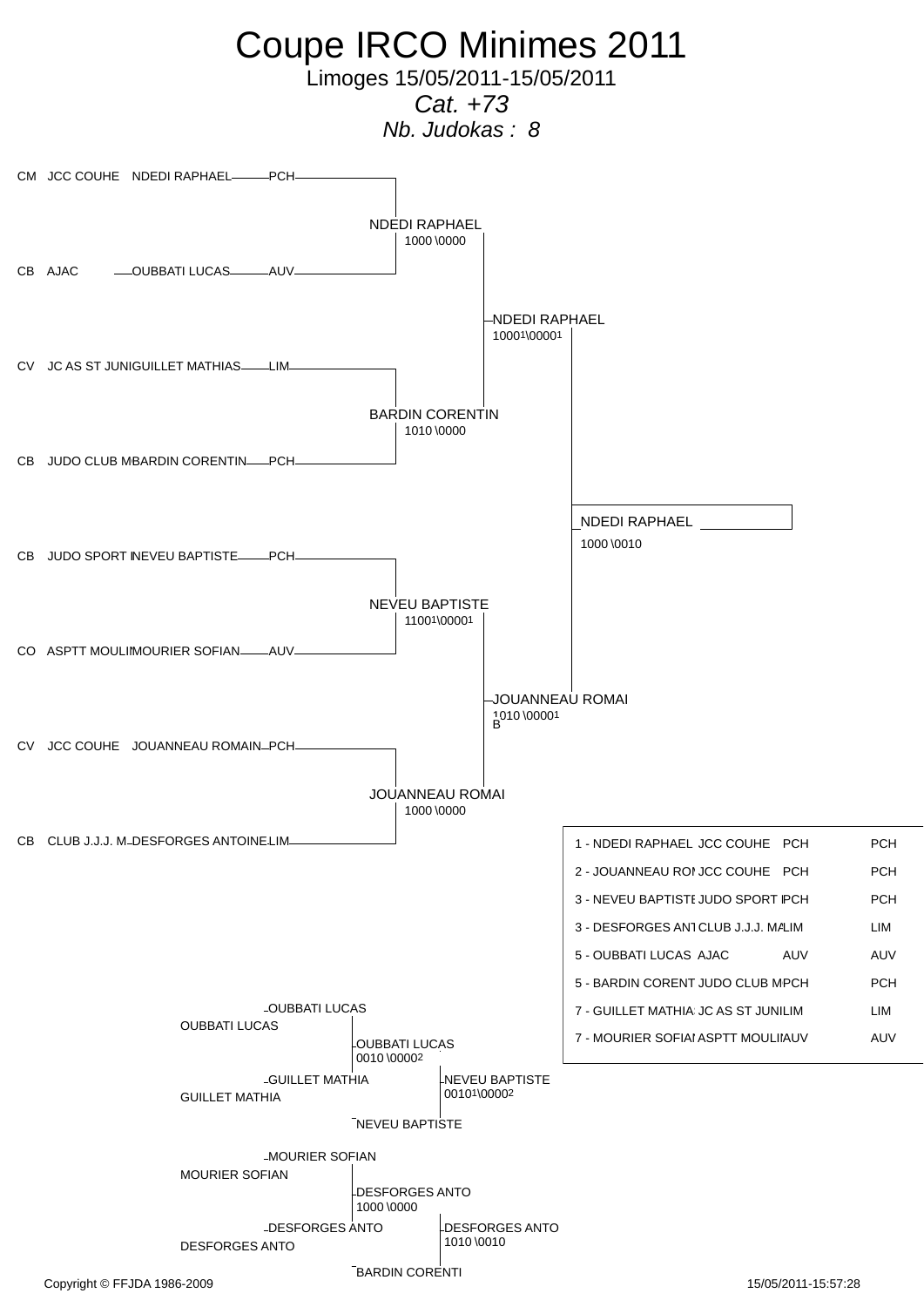# Coupe IRCO Minimes 2011

Limoges 15/05/2011-15/05/2011

*Cat. +73*

*Nb. Judokas : 8*

CM JCC COUHE NDEDI RAPHAEL PCH

CB AJAC OUBBATI LUCAS AUV

CV JC AS ST JUNIGUILLET MATHIAS LIM

CB JUDO CLUB MBARDIN CORENTIN PCH

CB JUDO SPORT NEVEU BAPTISTE PCH

CO ASPTT MOULIMOURIER SOFIAN AUV

CV JCC COUHE JOUANNEAU ROMAIN PCH

CB CLUB J.J.J. M DESFORGES ANTOINE LIM

NDEDI RAPHAEL
1000 \0000

BARDIN CORENTIN
1010 \0000

NEVEU BAPTISTE
1100[1]\0000[1]

JOUANNEAU ROMAI
1000 \0000

NDEDI RAPHAEL
1000[1]\0000[1]

JOUANNEAU ROMAIN
1010 \0000[1]

NDEDI RAPHAEL
1000 \0010

| | | | |
|---|---|---|---|
| 1 - NDEDI RAPHAEL | JCC COUHE | PCH | PCH |
| 2 - JOUANNEAU ROI | JCC COUHE | PCH | PCH |
| 3 - NEVEU BAPTISTE | JUDO SPORT I | PCH | PCH |
| 3 - DESFORGES ANT | CLUB J.J.J. M | LIM | LIM |
| 5 - OUBBATI LUCAS | AJAC | AUV | AUV |
| 5 - BARDIN CORENT | JUDO CLUB M | PCH | PCH |
| 7 - GUILLET MATHIA | JC AS ST JUNI | LIM | LIM |
| 7 - MOURIER SOFIAI | ASPTT MOULI | AUV | AUV |

OUBBATI LUCAS
OUBBATI LUCAS

OUBBATI LUCAS
0010 \0000[2]

GUILLET MATHIA
GUILLET MATHIA

NEVEU BAPTISTE
0010[1]\0000[2]

NEVEU BAPTISTE

MOURIER SOFIAN
MOURIER SOFIAN

DESFORGES ANTO
1000 \0000

DESFORGES ANTO
DESFORGES ANTO

DESFORGES ANTO
1010 \0010

BARDIN CORENTI

Copyright © FFJDA 1986-2009

15/05/2011-15:57:28